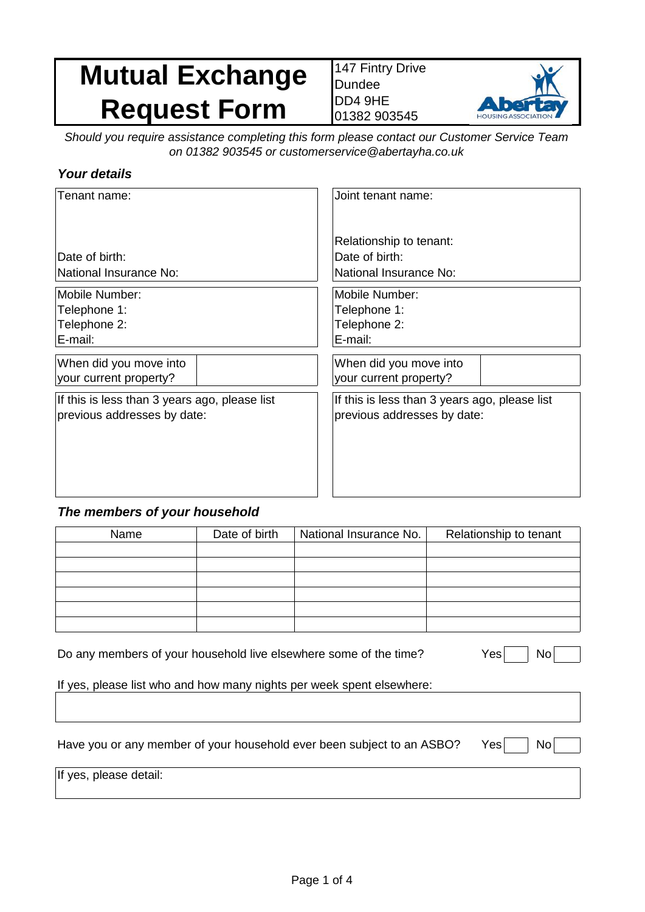# Mutual Exchange Request Form

147 Fintry Drive
Dundee
DD4 9HE
01382 903545

*Should you require assistance completing this form please contact our Customer Service Team on 01382 903545 or customerservice@abertayha.co.uk*

### *Your details*

| Tenant | Joint tenant |
|---|---|
| Tenant name: | Joint tenant name: |
| | Relationship to tenant: |
| Date of birth: | Date of birth: |
| National Insurance No: | National Insurance No: |
| Mobile Number: | Mobile Number: |
| Telephone 1: | Telephone 1: |
| Telephone 2: | Telephone 2: |
| E-mail: | E-mail: |
| When did you move into your current property? | When did you move into your current property? |
| If this is less than 3 years ago, please list previous addresses by date: | If this is less than 3 years ago, please list previous addresses by date: |

### *The members of your household*

| Name | Date of birth | National Insurance No. | Relationship to tenant |
|---|---|---|---|
| | | | |
| | | | |
| | | | |
| | | | |
| | | | |
| | | | |

Do any members of your household live elsewhere some of the time? Yes ☐ No ☐

If yes, please list who and how many nights per week spent elsewhere:

Have you or any member of your household ever been subject to an ASBO? Yes ☐ No ☐

If yes, please detail: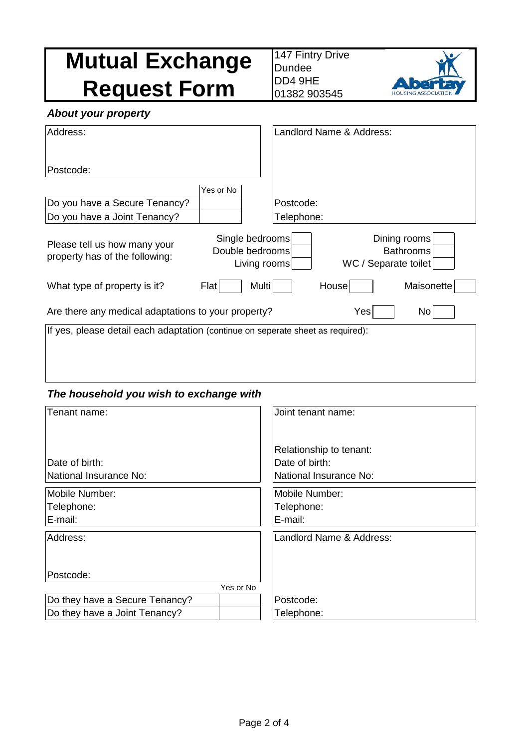# Mutual Exchange Request Form

147 Fintry Drive
Dundee
DD4 9HE
01382 903545

Abertay HOUSING ASSOCIATION

### *About your property*

| Address: | Landlord Name & Address: |
|---|---|
| | |
| Postcode: | |

| | Yes or No |
|---|---|
| Do you have a Secure Tenancy? | |
| Do you have a Joint Tenancy? | |

Postcode:
Telephone:

Please tell us how many your property has of the following:

| | | | |
|---|---|---|---|
| Single bedrooms | | Dining rooms | |
| Double bedrooms | | Bathrooms | |
| Living rooms | | WC / Separate toilet | |

What type of property is it? Flat [ ] Multi [ ] House [ ] Maisonette [ ]

Are there any medical adaptations to your property? Yes [ ] No [ ]

If yes, please detail each adaptation (continue on seperate sheet as required):

### *The household you wish to exchange with*

| Tenant name: | Joint tenant name: |
|---|---|
| | Relationship to tenant: |
| Date of birth: | Date of birth: |
| National Insurance No: | National Insurance No: |
| Mobile Number: | Mobile Number: |
| Telephone: | Telephone: |
| E-mail: | E-mail: |
| Address: | Landlord Name & Address: |
| Postcode: | |

| | Yes or No |
|---|---|
| Do they have a Secure Tenancy? | |
| Do they have a Joint Tenancy? | |

Postcode:
Telephone: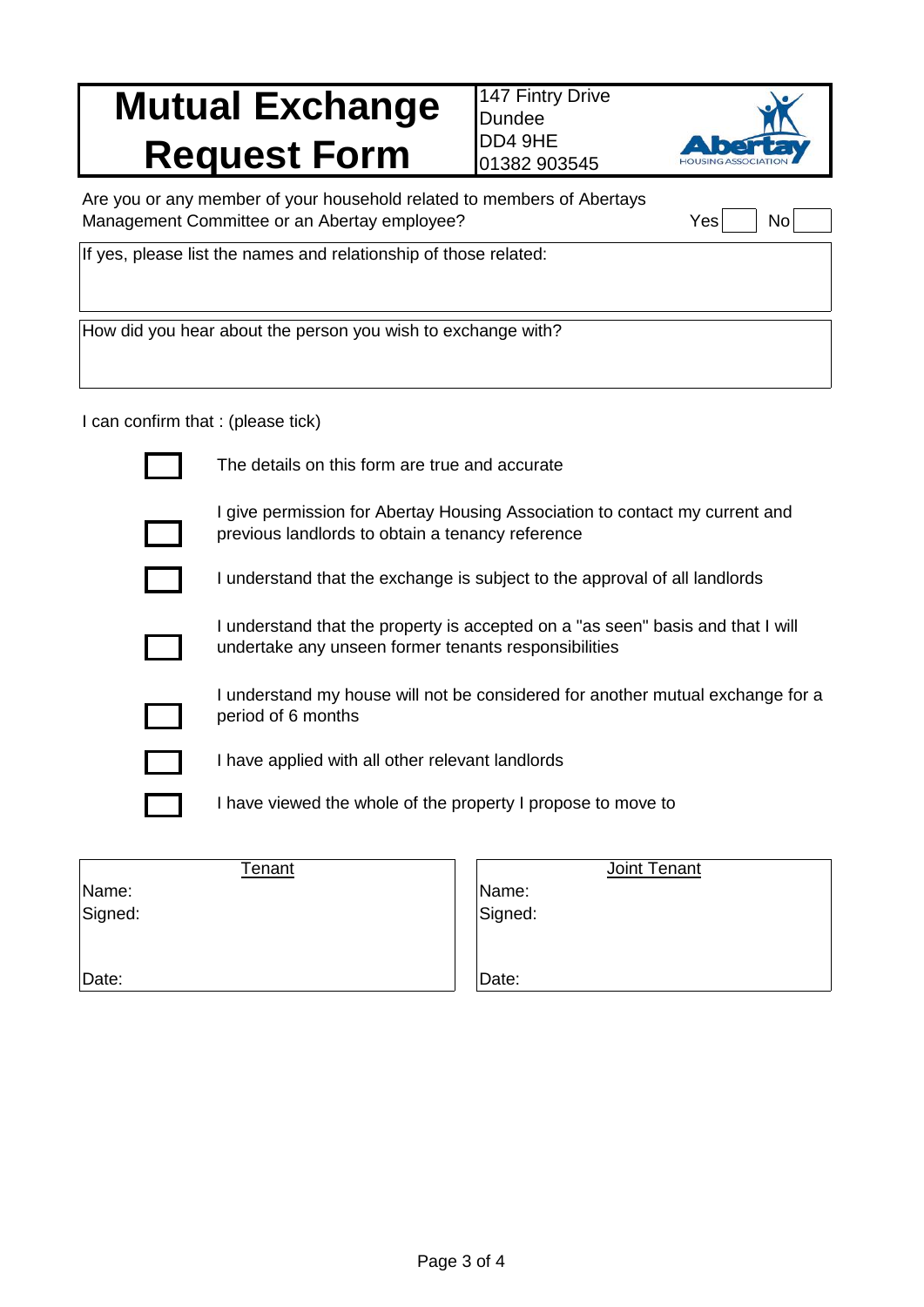# Mutual Exchange Request Form

147 Fintry Drive
Dundee
DD4 9HE
01382 903545

Are you or any member of your household related to members of Abertays Management Committee or an Abertay employee? Yes ☐ No ☐

If yes, please list the names and relationship of those related:

How did you hear about the person you wish to exchange with?

I can confirm that : (please tick)

- ☐ The details on this form are true and accurate
- ☐ I give permission for Abertay Housing Association to contact my current and previous landlords to obtain a tenancy reference
- ☐ I understand that the exchange is subject to the approval of all landlords
- ☐ I understand that the property is accepted on a "as seen" basis and that I will undertake any unseen former tenants responsibilities
- ☐ I understand my house will not be considered for another mutual exchange for a period of 6 months
- ☐ I have applied with all other relevant landlords
- ☐ I have viewed the whole of the property I propose to move to

| Tenant | Joint Tenant |
|---|---|
| Name: | Name: |
| Signed: | Signed: |
| Date: | Date: |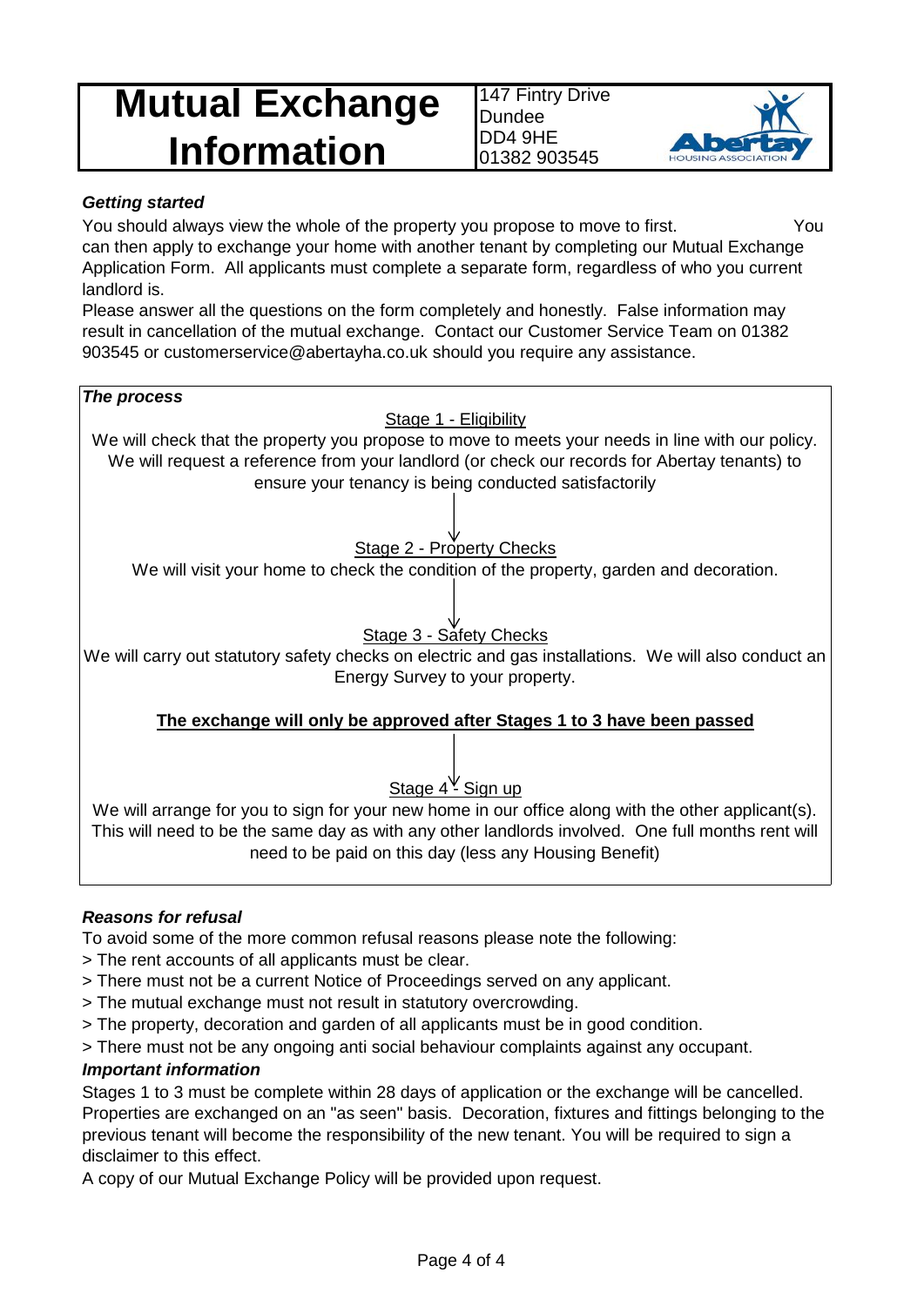# Mutual Exchange Information

147 Fintry Drive
Dundee
DD4 9HE
01382 903545

### *Getting started*

You should always view the whole of the property you propose to move to first. You can then apply to exchange your home with another tenant by completing our Mutual Exchange Application Form. All applicants must complete a separate form, regardless of who you current landlord is.

Please answer all the questions on the form completely and honestly. False information may result in cancellation of the mutual exchange. Contact our Customer Service Team on 01382 903545 or customerservice@abertayha.co.uk should you require any assistance.

### *The process*

Stage 1 - Eligibility

We will check that the property you propose to move to meets your needs in line with our policy. We will request a reference from your landlord (or check our records for Abertay tenants) to ensure your tenancy is being conducted satisfactorily

↓

Stage 2 - Property Checks

We will visit your home to check the condition of the property, garden and decoration.

↓

Stage 3 - Safety Checks

We will carry out statutory safety checks on electric and gas installations. We will also conduct an Energy Survey to your property.

**The exchange will only be approved after Stages 1 to 3 have been passed**

↓

Stage 4 - Sign up

We will arrange for you to sign for your new home in our office along with the other applicant(s). This will need to be the same day as with any other landlords involved. One full months rent will need to be paid on this day (less any Housing Benefit)

### *Reasons for refusal*

To avoid some of the more common refusal reasons please note the following:

> The rent accounts of all applicants must be clear.
> There must not be a current Notice of Proceedings served on any applicant.
> The mutual exchange must not result in statutory overcrowding.
> The property, decoration and garden of all applicants must be in good condition.
> There must not be any ongoing anti social behaviour complaints against any occupant.

### *Important information*

Stages 1 to 3 must be complete within 28 days of application or the exchange will be cancelled. Properties are exchanged on an "as seen" basis. Decoration, fixtures and fittings belonging to the previous tenant will become the responsibility of the new tenant. You will be required to sign a disclaimer to this effect.

A copy of our Mutual Exchange Policy will be provided upon request.